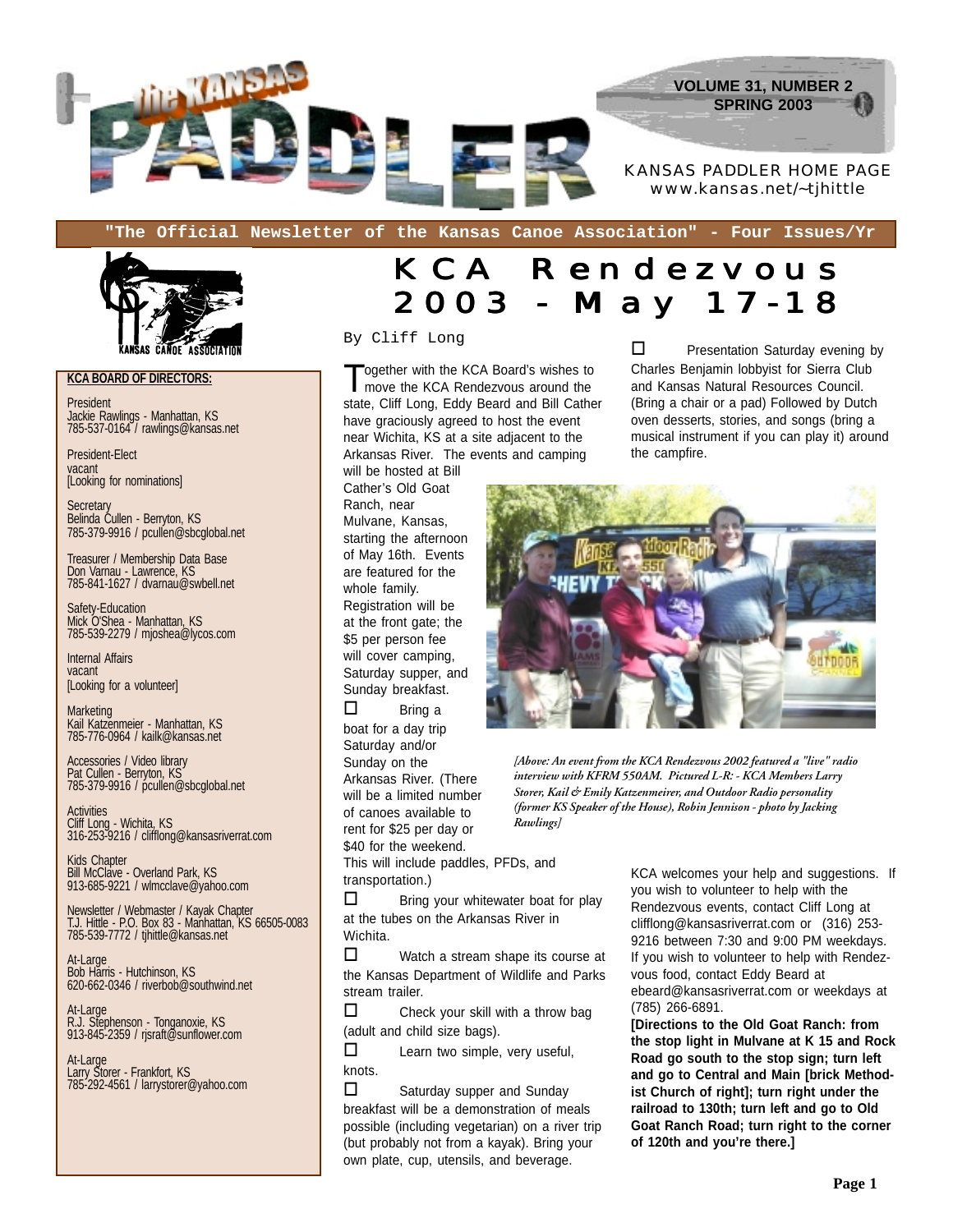# the KANSAS PADDLER

VOLUME 31, NUMBER 2
SPRING 2003

KANSAS PADDLER HOME PAGE
www.kansas.net/~tjhittle

"The Official Newsletter of the Kansas Canoe Association" - Four Issues/Yr

**KCA BOARD OF DIRECTORS:**

President
Jackie Rawlings - Manhattan, KS
785-537-0164 / rawlings@kansas.net

President-Elect
vacant
[Looking for nominations]

Secretary
Belinda Cullen - Berryton, KS
785-379-9916 / pcullen@sbcglobal.net

Treasurer / Membership Data Base
Don Varnau - Lawrence, KS
785-841-1627 / dvarnau@swbell.net

Safety-Education
Mick O'Shea - Manhattan, KS
785-539-2279 / mjoshea@lycos.com

Internal Affairs
vacant
[Looking for a volunteer]

Marketing
Kail Katzenmeier - Manhattan, KS
785-776-0964 / kailk@kansas.net

Accessories / Video library
Pat Cullen - Berryton, KS
785-379-9916 / pcullen@sbcglobal.net

Activities
Cliff Long - Wichita, KS
316-253-9216 / clifflong@kansasriverrat.com

Kids Chapter
Bill McClave - Overland Park, KS
913-685-9221 / wlmcclave@yahoo.com

Newsletter / Webmaster / Kayak Chapter
T.J. Hittle - P.O. Box 83 - Manhattan, KS 66505-0083
785-539-7772 / tjhittle@kansas.net

At-Large
Bob Harris - Hutchinson, KS
620-662-0346 / riverbob@southwind.net

At-Large
R.J. Stephenson - Tonganoxie, KS
913-845-2359 / rjsraft@sunflower.com

At-Large
Larry Storer - Frankfort, KS
785-292-4561 / larrystorer@yahoo.com

# KCA Rendezvous 2003 - May 17-18

By Cliff Long

Together with the KCA Board's wishes to move the KCA Rendezvous around the state, Cliff Long, Eddy Beard and Bill Cather have graciously agreed to host the event near Wichita, KS at a site adjacent to the Arkansas River. The events and camping will be hosted at Bill Cather's Old Goat Ranch, near Mulvane, Kansas, starting the afternoon of May 16th. Events are featured for the whole family. Registration will be at the front gate; the $5 per person fee will cover camping, Saturday supper, and Sunday breakfast.

- Bring a boat for a day trip Saturday and/or Sunday on the Arkansas River. (There will be a limited number of canoes available to rent for $25 per day or $40 for the weekend. This will include paddles, PFDs, and transportation.)
- Bring your whitewater boat for play at the tubes on the Arkansas River in Wichita.
- Watch a stream shape its course at the Kansas Department of Wildlife and Parks stream trailer.
- Check your skill with a throw bag (adult and child size bags).
- Learn two simple, very useful, knots.
- Saturday supper and Sunday breakfast will be a demonstration of meals possible (including vegetarian) on a river trip (but probably not from a kayak). Bring your own plate, cup, utensils, and beverage.
- Presentation Saturday evening by Charles Benjamin lobbyist for Sierra Club and Kansas Natural Resources Council. (Bring a chair or a pad) Followed by Dutch oven desserts, stories, and songs (bring a musical instrument if you can play it) around the campfire.

*[Above: An event from the KCA Rendezvous 2002 featured a "live" radio interview with KFRM 550AM. Pictured L-R: - KCA Members Larry Storer, Kail & Emily Katzenmeier, and Outdoor Radio personality (former KS Speaker of the House), Robin Jennison - photo by Jacking Rawlings]*

KCA welcomes your help and suggestions. If you wish to volunteer to help with the Rendezvous events, contact Cliff Long at clifflong@kansasriverrat.com or (316) 253-9216 between 7:30 and 9:00 PM weekdays. If you wish to volunteer to help with Rendezvous food, contact Eddy Beard at ebeard@kansasriverrat.com or weekdays at (785) 266-6891.

**[Directions to the Old Goat Ranch: from the stop light in Mulvane at K 15 and Rock Road go south to the stop sign; turn left and go to Central and Main [brick Methodist Church of right]; turn right under the railroad to 130th; turn left and go to Old Goat Ranch Road; turn right to the corner of 120th and you're there.]**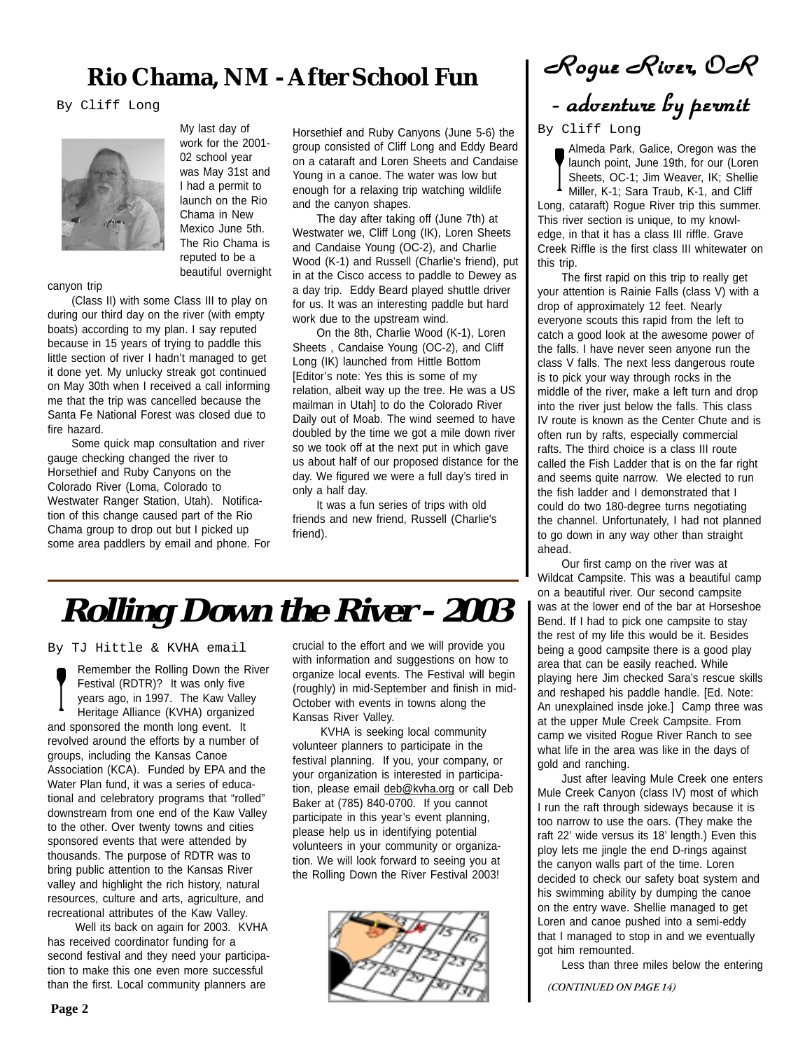# Rio Chama, NM - After School Fun

By Cliff Long

My last day of work for the 2001-02 school year was May 31st and I had a permit to launch on the Rio Chama in New Mexico June 5th. The Rio Chama is reputed to be a beautiful overnight canyon trip

(Class II) with some Class III to play on during our third day on the river (with empty boats) according to my plan. I say reputed because in 15 years of trying to paddle this little section of river I hadn't managed to get it done yet. My unlucky streak got continued on May 30th when I received a call informing me that the trip was cancelled because the Santa Fe National Forest was closed due to fire hazard.

Some quick map consultation and river gauge checking changed the river to Horsethief and Ruby Canyons on the Colorado River (Loma, Colorado to Westwater Ranger Station, Utah). Notification of this change caused part of the Rio Chama group to drop out but I picked up some area paddlers by email and phone. For Horsethief and Ruby Canyons (June 5-6) the group consisted of Cliff Long and Eddy Beard on a cataraft and Loren Sheets and Candaise Young in a canoe. The water was low but enough for a relaxing trip watching wildlife and the canyon shapes.

The day after taking off (June 7th) at Westwater we, Cliff Long (IK), Loren Sheets and Candaise Young (OC-2), and Charlie Wood (K-1) and Russell (Charlie's friend), put in at the Cisco access to paddle to Dewey as a day trip. Eddy Beard played shuttle driver for us. It was an interesting paddle but hard work due to the upstream wind.

On the 8th, Charlie Wood (K-1), Loren Sheets , Candaise Young (OC-2), and Cliff Long (IK) launched from Hittle Bottom [Editor's note: Yes this is some of my relation, albeit way up the tree. He was a US mailman in Utah] to do the Colorado River Daily out of Moab. The wind seemed to have doubled by the time we got a mile down river so we took off at the next put in which gave us about half of our proposed distance for the day. We figured we were a full day's tired in only a half day.

It was a fun series of trips with old friends and new friend, Russell (Charlie's friend).

# Rolling Down the River - 2003

By TJ Hittle & KVHA email

Remember the Rolling Down the River Festival (RDTR)? It was only five years ago, in 1997. The Kaw Valley Heritage Alliance (KVHA) organized and sponsored the month long event. It revolved around the efforts by a number of groups, including the Kansas Canoe Association (KCA). Funded by EPA and the Water Plan fund, it was a series of educational and celebratory programs that "rolled" downstream from one end of the Kaw Valley to the other. Over twenty towns and cities sponsored events that were attended by thousands. The purpose of RDTR was to bring public attention to the Kansas River valley and highlight the rich history, natural resources, culture and arts, agriculture, and recreational attributes of the Kaw Valley.

Well its back on again for 2003. KVHA has received coordinator funding for a second festival and they need your participation to make this one even more successful than the first. Local community planners are crucial to the effort and we will provide you with information and suggestions on how to organize local events. The Festival will begin (roughly) in mid-September and finish in mid-October with events in towns along the Kansas River Valley.

KVHA is seeking local community volunteer planners to participate in the festival planning. If you, your company, or your organization is interested in participation, please email deb@kvha.org or call Deb Baker at (785) 840-0700. If you cannot participate in this year's event planning, please help us in identifying potential volunteers in your community or organization. We will look forward to seeing you at the Rolling Down the River Festival 2003!

# Rogue River, OR - adventure by permit

By Cliff Long

Almeda Park, Galice, Oregon was the launch point, June 19th, for our (Loren Sheets, OC-1; Jim Weaver, IK; Shellie Miller, K-1; Sara Traub, K-1, and Cliff Long, cataraft) Rogue River trip this summer. This river section is unique, to my knowledge, in that it has a class III riffle. Grave Creek Riffle is the first class III whitewater on this trip.

The first rapid on this trip to really get your attention is Rainie Falls (class V) with a drop of approximately 12 feet. Nearly everyone scouts this rapid from the left to catch a good look at the awesome power of the falls. I have never seen anyone run the class V falls. The next less dangerous route is to pick your way through rocks in the middle of the river, make a left turn and drop into the river just below the falls. This class IV route is known as the Center Chute and is often run by rafts, especially commercial rafts. The third choice is a class III route called the Fish Ladder that is on the far right and seems quite narrow. We elected to run the fish ladder and I demonstrated that I could do two 180-degree turns negotiating the channel. Unfortunately, I had not planned to go down in any way other than straight ahead.

Our first camp on the river was at Wildcat Campsite. This was a beautiful camp on a beautiful river. Our second campsite was at the lower end of the bar at Horseshoe Bend. If I had to pick one campsite to stay the rest of my life this would be it. Besides being a good campsite there is a good play area that can be easily reached. While playing here Jim checked Sara's rescue skills and reshaped his paddle handle. [Ed. Note: An unexplained insde joke.] Camp three was at the upper Mule Creek Campsite. From camp we visited Rogue River Ranch to see what life in the area was like in the days of gold and ranching.

Just after leaving Mule Creek one enters Mule Creek Canyon (class IV) most of which I run the raft through sideways because it is too narrow to use the oars. (They make the raft 22' wide versus its 18' length.) Even this ploy lets me jingle the end D-rings against the canyon walls part of the time. Loren decided to check our safety boat system and his swimming ability by dumping the canoe on the entry wave. Shellie managed to get Loren and canoe pushed into a semi-eddy that I managed to stop in and we eventually got him remounted.

Less than three miles below the entering

*(CONTINUED ON PAGE 14)*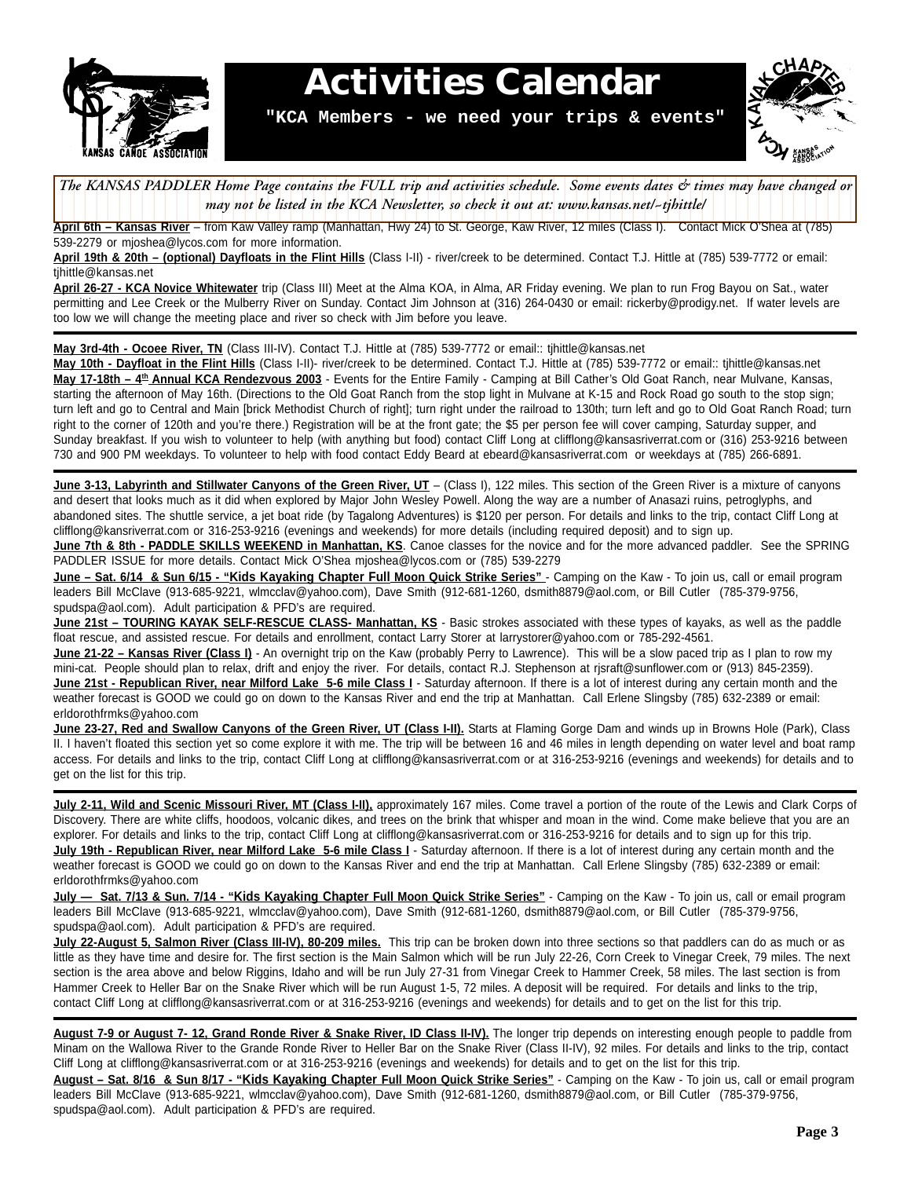# Activities Calendar

**"KCA Members - we need your trips & events"**

*The KANSAS PADDLER Home Page contains the FULL trip and activities schedule. Some events dates & times may have changed or may not be listed in the KCA Newsletter, so check it out at: www.kansas.net/~tjhittle/*

**April 6th – Kansas River** – from Kaw Valley ramp (Manhattan, Hwy 24) to St. George, Kaw River, 12 miles (Class I). Contact Mick O'Shea at (785) 539-2279 or mjoshea@lycos.com for more information.

**April 19th & 20th – (optional) Dayfloats in the Flint Hills** (Class I-II) - river/creek to be determined. Contact T.J. Hittle at (785) 539-7772 or email: tjhittle@kansas.net

**April 26-27 - KCA Novice Whitewater** trip (Class III) Meet at the Alma KOA, in Alma, AR Friday evening. We plan to run Frog Bayou on Sat., water permitting and Lee Creek or the Mulberry River on Sunday. Contact Jim Johnson at (316) 264-0430 or email: rickerby@prodigy.net. If water levels are too low we will change the meeting place and river so check with Jim before you leave.

---

**May 3rd-4th - Ocoee River, TN** (Class III-IV). Contact T.J. Hittle at (785) 539-7772 or email:: tjhittle@kansas.net

**May 10th - Dayfloat in the Flint Hills** (Class I-II)- river/creek to be determined. Contact T.J. Hittle at (785) 539-7772 or email:: tjhittle@kansas.net

**May 17-18th – 4th Annual KCA Rendezvous 2003** - Events for the Entire Family - Camping at Bill Cather's Old Goat Ranch, near Mulvane, Kansas, starting the afternoon of May 16th. (Directions to the Old Goat Ranch from the stop light in Mulvane at K-15 and Rock Road go south to the stop sign; turn left and go to Central and Main [brick Methodist Church of right]; turn right under the railroad to 130th; turn left and go to Old Goat Ranch Road; turn right to the corner of 120th and you're there.) Registration will be at the front gate; the $5 per person fee will cover camping, Saturday supper, and Sunday breakfast. If you wish to volunteer to help (with anything but food) contact Cliff Long at clifflong@kansasriverrat.com or (316) 253-9216 between 730 and 900 PM weekdays. To volunteer to help with food contact Eddy Beard at ebeard@kansasriverrat.com or weekdays at (785) 266-6891.

---

**June 3-13, Labyrinth and Stillwater Canyons of the Green River, UT** – (Class I), 122 miles. This section of the Green River is a mixture of canyons and desert that looks much as it did when explored by Major John Wesley Powell. Along the way are a number of Anasazi ruins, petroglyphs, and abandoned sites. The shuttle service, a jet boat ride (by Tagalong Adventures) is $120 per person. For details and links to the trip, contact Cliff Long at clifflong@kansriverrat.com or 316-253-9216 (evenings and weekends) for more details (including required deposit) and to sign up.

**June 7th & 8th - PADDLE SKILLS WEEKEND in Manhattan, KS**. Canoe classes for the novice and for the more advanced paddler. See the SPRING PADDLER ISSUE for more details. Contact Mick O'Shea mjoshea@lycos.com or (785) 539-2279

**June – Sat. 6/14 & Sun 6/15 - "Kids Kayaking Chapter Full Moon Quick Strike Series"** - Camping on the Kaw - To join us, call or email program leaders Bill McClave (913-685-9221, wlmcclav@yahoo.com), Dave Smith (912-681-1260, dsmith8879@aol.com, or Bill Cutler (785-379-9756, spudspa@aol.com). Adult participation & PFD's are required.

**June 21st – TOURING KAYAK SELF-RESCUE CLASS- Manhattan, KS** - Basic strokes associated with these types of kayaks, as well as the paddle float rescue, and assisted rescue. For details and enrollment, contact Larry Storer at larrystorer@yahoo.com or 785-292-4561.

**June 21-22 – Kansas River (Class I)** - An overnight trip on the Kaw (probably Perry to Lawrence). This will be a slow paced trip as I plan to row my mini-cat. People should plan to relax, drift and enjoy the river. For details, contact R.J. Stephenson at rjsraft@sunflower.com or (913) 845-2359).

**June 21st - Republican River, near Milford Lake 5-6 mile Class I** - Saturday afternoon. If there is a lot of interest during any certain month and the weather forecast is GOOD we could go on down to the Kansas River and end the trip at Manhattan. Call Erlene Slingsby (785) 632-2389 or email: erldorothfrmks@yahoo.com

**June 23-27, Red and Swallow Canyons of the Green River, UT (Class I-II).** Starts at Flaming Gorge Dam and winds up in Browns Hole (Park), Class II. I haven't floated this section yet so come explore it with me. The trip will be between 16 and 46 miles in length depending on water level and boat ramp access. For details and links to the trip, contact Cliff Long at clifflong@kansasriverrat.com or at 316-253-9216 (evenings and weekends) for details and to get on the list for this trip.

---

**July 2-11, Wild and Scenic Missouri River, MT (Class I-II),** approximately 167 miles. Come travel a portion of the route of the Lewis and Clark Corps of Discovery. There are white cliffs, hoodoos, volcanic dikes, and trees on the brink that whisper and moan in the wind. Come make believe that you are an explorer. For details and links to the trip, contact Cliff Long at clifflong@kansasriverrat.com or 316-253-9216 for details and to sign up for this trip.

**July 19th - Republican River, near Milford Lake 5-6 mile Class I** - Saturday afternoon. If there is a lot of interest during any certain month and the weather forecast is GOOD we could go on down to the Kansas River and end the trip at Manhattan. Call Erlene Slingsby (785) 632-2389 or email: erldorothfrmks@yahoo.com

**July — Sat. 7/13 & Sun. 7/14 - "Kids Kayaking Chapter Full Moon Quick Strike Series"** - Camping on the Kaw - To join us, call or email program leaders Bill McClave (913-685-9221, wlmcclav@yahoo.com), Dave Smith (912-681-1260, dsmith8879@aol.com, or Bill Cutler (785-379-9756, spudspa@aol.com). Adult participation & PFD's are required.

**July 22-August 5, Salmon River (Class III-IV), 80-209 miles.** This trip can be broken down into three sections so that paddlers can do as much or as little as they have time and desire for. The first section is the Main Salmon which will be run July 22-26, Corn Creek to Vinegar Creek, 79 miles. The next section is the area above and below Riggins, Idaho and will be run July 27-31 from Vinegar Creek to Hammer Creek, 58 miles. The last section is from Hammer Creek to Heller Bar on the Snake River which will be run August 1-5, 72 miles. A deposit will be required. For details and links to the trip, contact Cliff Long at clifflong@kansasriverrat.com or at 316-253-9216 (evenings and weekends) for details and to get on the list for this trip.

---

**August 7-9 or August 7- 12, Grand Ronde River & Snake River, ID Class II-IV).** The longer trip depends on interesting enough people to paddle from Minam on the Wallowa River to the Grande Ronde River to Heller Bar on the Snake River (Class II-IV), 92 miles. For details and links to the trip, contact Cliff Long at clifflong@kansasriverrat.com or at 316-253-9216 (evenings and weekends) for details and to get on the list for this trip.

**August – Sat. 8/16 & Sun 8/17 - "Kids Kayaking Chapter Full Moon Quick Strike Series"** - Camping on the Kaw - To join us, call or email program leaders Bill McClave (913-685-9221, wlmcclav@yahoo.com), Dave Smith (912-681-1260, dsmith8879@aol.com, or Bill Cutler (785-379-9756, spudspa@aol.com). Adult participation & PFD's are required.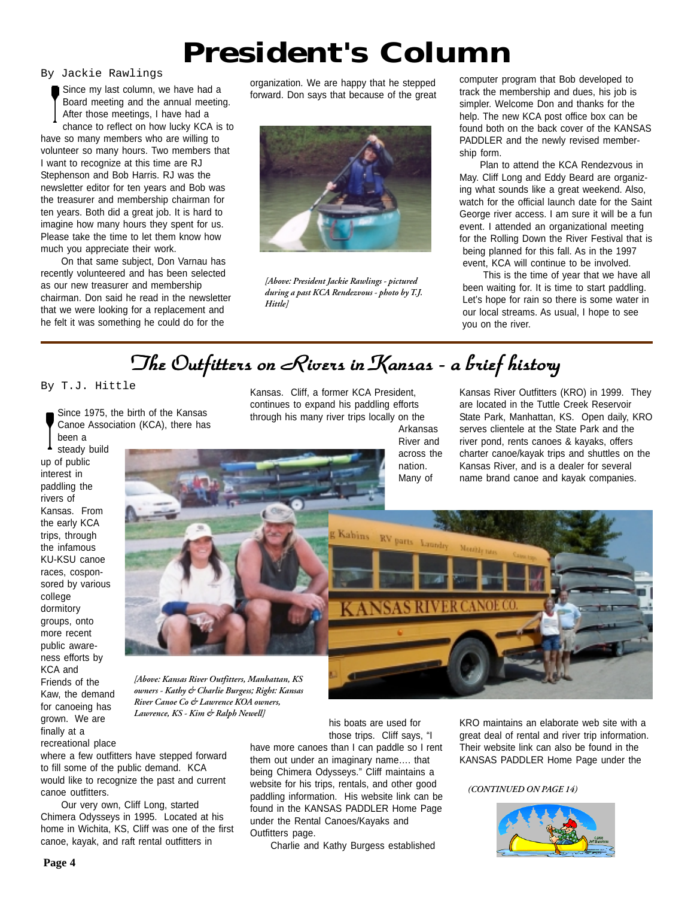# President's Column

By Jackie Rawlings

Since my last column, we have had a Board meeting and the annual meeting. After those meetings, I have had a chance to reflect on how lucky KCA is to have so many members who are willing to volunteer so many hours. Two members that I want to recognize at this time are RJ Stephenson and Bob Harris. RJ was the newsletter editor for ten years and Bob was the treasurer and membership chairman for ten years. Both did a great job. It is hard to imagine how many hours they spent for us. Please take the time to let them know how much you appreciate their work.

On that same subject, Don Varnau has recently volunteered and has been selected as our new treasurer and membership chairman. Don said he read in the newsletter that we were looking for a replacement and he felt it was something he could do for the organization. We are happy that he stepped forward. Don says that because of the great computer program that Bob developed to track the membership and dues, his job is simpler. Welcome Don and thanks for the help. The new KCA post office box can be found both on the back cover of the KANSAS PADDLER and the newly revised membership form.

*[Above: President Jackie Rawlings - pictured during a past KCA Rendezvous - photo by T.J. Hittle]*

Plan to attend the KCA Rendezvous in May. Cliff Long and Eddy Beard are organizing what sounds like a great weekend. Also, watch for the official launch date for the Saint George river access. I am sure it will be a fun event. I attended an organizational meeting for the Rolling Down the River Festival that is being planned for this fall. As in the 1997 event, KCA will continue to be involved.

This is the time of year that we have all been waiting for. It is time to start paddling. Let's hope for rain so there is some water in our local streams. As usual, I hope to see you on the river.

## The Outfitters on Rivers in Kansas - a brief history

By T.J. Hittle

Since 1975, the birth of the Kansas Canoe Association (KCA), there has been a steady build up of public interest in paddling the rivers of Kansas. From the early KCA trips, through the infamous KU-KSU canoe races, cosponsored by various college dormitory groups, onto more recent public awareness efforts by KCA and Friends of the Kaw, the demand for canoeing has grown. We are finally at a recreational place where a few outfitters have stepped forward to fill some of the public demand. KCA would like to recognize the past and current canoe outfitters.

Our very own, Cliff Long, started Chimera Odysseys in 1995. Located at his home in Wichita, KS, Cliff was one of the first canoe, kayak, and raft rental outfitters in Kansas. Cliff, a former KCA President, continues to expand his paddling efforts through his many river trips locally on the Arkansas River and across the nation. Many of his boats are used for those trips. Cliff says, "I have more canoes than I can paddle so I rent them out under an imaginary name…. that being Chimera Odysseys." Cliff maintains a website for his trips, rentals, and other good paddling information. His website link can be found in the KANSAS PADDLER Home Page under the Rental Canoes/Kayaks and Outfitters page.

*[Above: Kansas River Outfitters, Manhattan, KS owners - Kathy & Charlie Burgess; Right: Kansas River Canoe Co & Lawrence KOA owners, Lawrence, KS - Kim & Ralph Newell]*

Charlie and Kathy Burgess established Kansas River Outfitters (KRO) in 1999. They are located in the Tuttle Creek Reservoir State Park, Manhattan, KS. Open daily, KRO serves clientele at the State Park and the river pond, rents canoes & kayaks, offers charter canoe/kayak trips and shuttles on the Kansas River, and is a dealer for several name brand canoe and kayak companies.

KRO maintains an elaborate web site with a great deal of rental and river trip information. Their website link can also be found in the KANSAS PADDLER Home Page under the

*(CONTINUED ON PAGE 14)*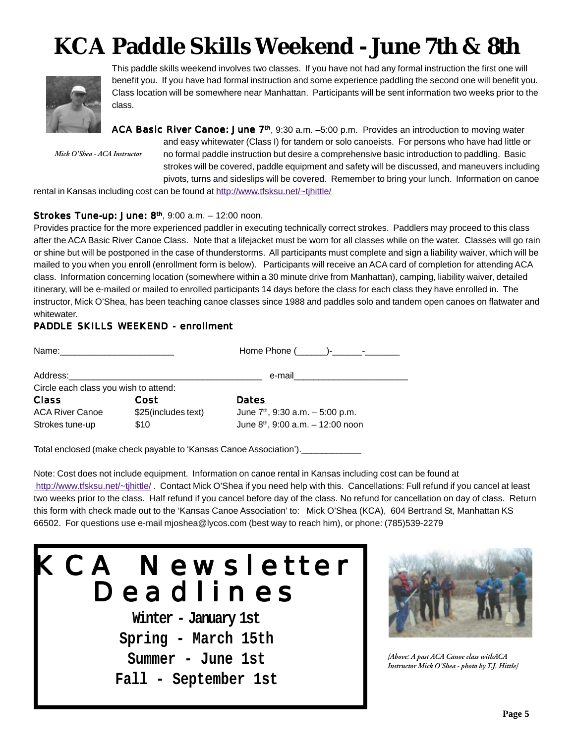# KCA Paddle Skills Weekend - June 7th & 8th

This paddle skills weekend involves two classes. If you have not had any formal instruction the first one will benefit you. If you have had formal instruction and some experience paddling the second one will benefit you. Class location will be somewhere near Manhattan. Participants will be sent information two weeks prior to the class.

*Mick O'Shea - ACA Instructor*

**ACA Basic River Canoe: June 7th**, 9:30 a.m. –5:00 p.m. Provides an introduction to moving water and easy whitewater (Class I) for tandem or solo canoeists. For persons who have had little or no formal paddle instruction but desire a comprehensive basic introduction to paddling. Basic strokes will be covered, paddle equipment and safety will be discussed, and maneuvers including pivots, turns and sideslips will be covered. Remember to bring your lunch. Information on canoe rental in Kansas including cost can be found at http://www.tfsksu.net/~tjhittle/

**Strokes Tune-up: June: 8th**, 9:00 a.m. – 12:00 noon.

Provides practice for the more experienced paddler in executing technically correct strokes. Paddlers may proceed to this class after the ACA Basic River Canoe Class. Note that a lifejacket must be worn for all classes while on the water. Classes will go rain or shine but will be postponed in the case of thunderstorms. All participants must complete and sign a liability waiver, which will be mailed to you when you enroll (enrollment form is below). Participants will receive an ACA card of completion for attending ACA class. Information concerning location (somewhere within a 30 minute drive from Manhattan), camping, liability waiver, detailed itinerary, will be e-mailed or mailed to enrolled participants 14 days before the class for each class they have enrolled in. The instructor, Mick O'Shea, has been teaching canoe classes since 1988 and paddles solo and tandem open canoes on flatwater and whitewater.

## PADDLE SKILLS WEEKEND - enrollment

Name:_______________________ Home Phone (______)-______-_______

Address:_______________________________________ e-mail_______________________

Circle each class you wish to attend:

| Class | Cost | Dates |
|---|---|---|
| ACA River Canoe | $25(includes text) | June 7th, 9:30 a.m. – 5:00 p.m. |
| Strokes tune-up | $10 | June 8th, 9:00 a.m. – 12:00 noon |

Total enclosed (make check payable to 'Kansas Canoe Association').____________

Note: Cost does not include equipment. Information on canoe rental in Kansas including cost can be found at http://www.tfsksu.net/~tjhittle/ . Contact Mick O'Shea if you need help with this. Cancellations: Full refund if you cancel at least two weeks prior to the class. Half refund if you cancel before day of the class. No refund for cancellation on day of class. Return this form with check made out to the 'Kansas Canoe Association' to: Mick O'Shea (KCA), 604 Bertrand St, Manhattan KS 66502. For questions use e-mail mjoshea@lycos.com (best way to reach him), or phone: (785)539-2279

## KCA Newsletter Deadlines

**Winter - January 1st**
**Spring - March 15th**
**Summer - June 1st**
**Fall - September 1st**

*[Above: A past ACA Canoe class withACA Instructor Mick O'Shea - photo by T.J. Hittle]*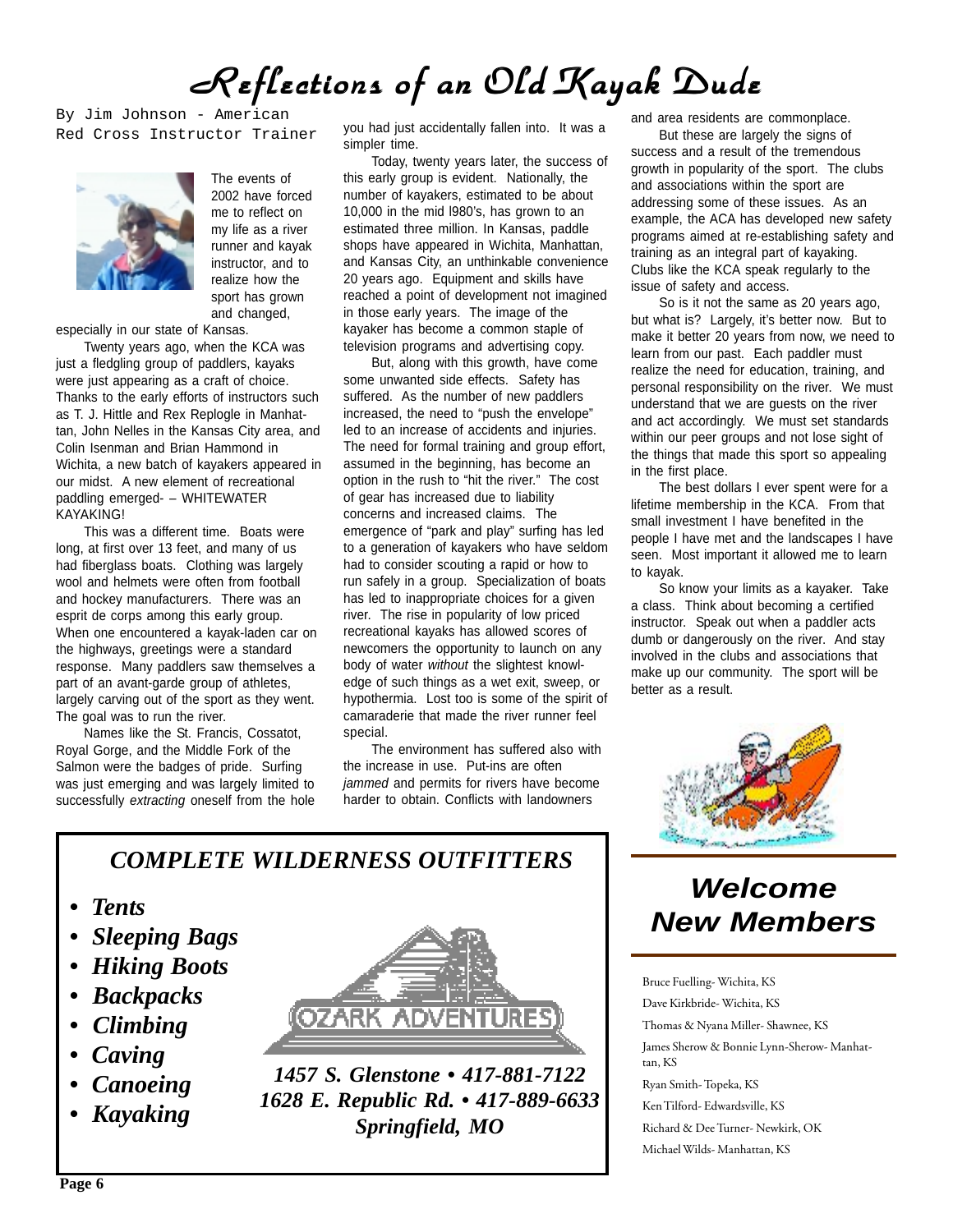# Reflections of an Old Kayak Dude

By Jim Johnson - American Red Cross Instructor Trainer

The events of 2002 have forced me to reflect on my life as a river runner and kayak instructor, and to realize how the sport has grown and changed, especially in our state of Kansas.

Twenty years ago, when the KCA was just a fledgling group of paddlers, kayaks were just appearing as a craft of choice. Thanks to the early efforts of instructors such as T. J. Hittle and Rex Replogle in Manhattan, John Nelles in the Kansas City area, and Colin Isenman and Brian Hammond in Wichita, a new batch of kayakers appeared in our midst. A new element of recreational paddling emerged- – WHITEWATER KAYAKING!

This was a different time. Boats were long, at first over 13 feet, and many of us had fiberglass boats. Clothing was largely wool and helmets were often from football and hockey manufacturers. There was an esprit de corps among this early group. When one encountered a kayak-laden car on the highways, greetings were a standard response. Many paddlers saw themselves a part of an avant-garde group of athletes, largely carving out of the sport as they went. The goal was to run the river.

Names like the St. Francis, Cossatot, Royal Gorge, and the Middle Fork of the Salmon were the badges of pride. Surfing was just emerging and was largely limited to successfully *extracting* oneself from the hole you had just accidentally fallen into. It was a simpler time.

Today, twenty years later, the success of this early group is evident. Nationally, the number of kayakers, estimated to be about 10,000 in the mid l980's, has grown to an estimated three million. In Kansas, paddle shops have appeared in Wichita, Manhattan, and Kansas City, an unthinkable convenience 20 years ago. Equipment and skills have reached a point of development not imagined in those early years. The image of the kayaker has become a common staple of television programs and advertising copy.

But, along with this growth, have come some unwanted side effects. Safety has suffered. As the number of new paddlers increased, the need to "push the envelope" led to an increase of accidents and injuries. The need for formal training and group effort, assumed in the beginning, has become an option in the rush to "hit the river." The cost of gear has increased due to liability concerns and increased claims. The emergence of "park and play" surfing has led to a generation of kayakers who have seldom had to consider scouting a rapid or how to run safely in a group. Specialization of boats has led to inappropriate choices for a given river. The rise in popularity of low priced recreational kayaks has allowed scores of newcomers the opportunity to launch on any body of water *without* the slightest knowledge of such things as a wet exit, sweep, or hypothermia. Lost too is some of the spirit of camaraderie that made the river runner feel special.

The environment has suffered also with the increase in use. Put-ins are often *jammed* and permits for rivers have become harder to obtain. Conflicts with landowners and area residents are commonplace.

But these are largely the signs of success and a result of the tremendous growth in popularity of the sport. The clubs and associations within the sport are addressing some of these issues. As an example, the ACA has developed new safety programs aimed at re-establishing safety and training as an integral part of kayaking. Clubs like the KCA speak regularly to the issue of safety and access.

So is it not the same as 20 years ago, but what is? Largely, it's better now. But to make it better 20 years from now, we need to learn from our past. Each paddler must realize the need for education, training, and personal responsibility on the river. We must understand that we are guests on the river and act accordingly. We must set standards within our peer groups and not lose sight of the things that made this sport so appealing in the first place.

The best dollars I ever spent were for a lifetime membership in the KCA. From that small investment I have benefited in the people I have met and the landscapes I have seen. Most important it allowed me to learn to kayak.

So know your limits as a kayaker. Take a class. Think about becoming a certified instructor. Speak out when a paddler acts dumb or dangerously on the river. And stay involved in the clubs and associations that make up our community. The sport will be better as a result.

## Welcome New Members

Bruce Fuelling- Wichita, KS

Dave Kirkbride- Wichita, KS

Thomas & Nyana Miller- Shawnee, KS

James Sherow & Bonnie Lynn-Sherow- Manhattan, KS

Ryan Smith- Topeka, KS

Ken Tilford- Edwardsville, KS

Richard & Dee Turner- Newkirk, OK

Michael Wilds- Manhattan, KS

---

***COMPLETE WILDERNESS OUTFITTERS***

- ***Tents***
- ***Sleeping Bags***
- ***Hiking Boots***
- ***Backpacks***
- ***Climbing***
- ***Caving***
- ***Canoeing***
- ***Kayaking***

OZARK ADVENTURES

***1457 S. Glenstone • 417-881-7122***
***1628 E. Republic Rd. • 417-889-6633***
***Springfield, MO***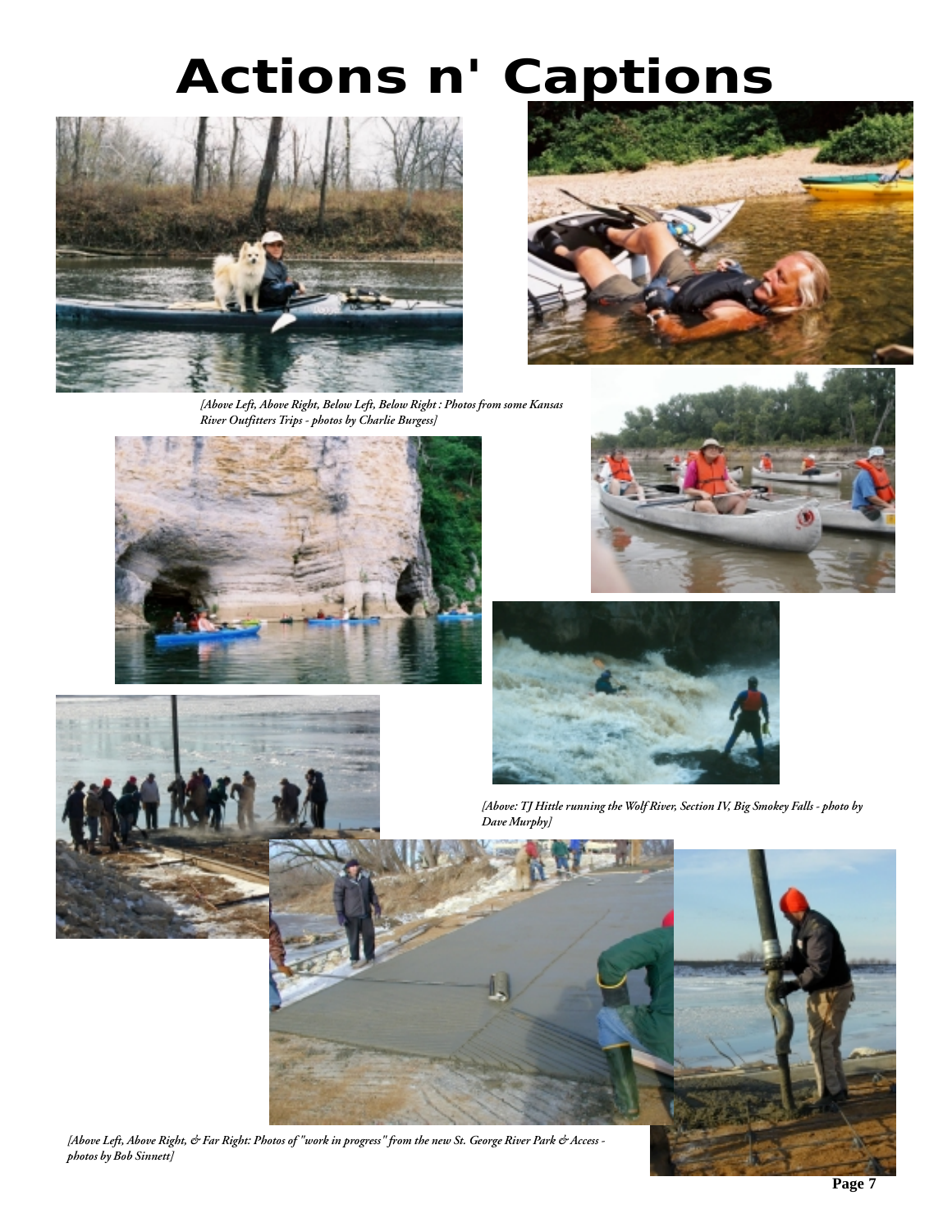# Actions n' Captions

*[Above Left, Above Right, Below Left, Below Right : Photos from some Kansas River Outfitters Trips - photos by Charlie Burgess]*

*[Above: TJ Hittle running the Wolf River, Section IV, Big Smokey Falls - photo by Dave Murphy]*

*[Above Left, Above Right, & Far Right: Photos of "work in progress" from the new St. George River Park & Access - photos by Bob Sinnett]*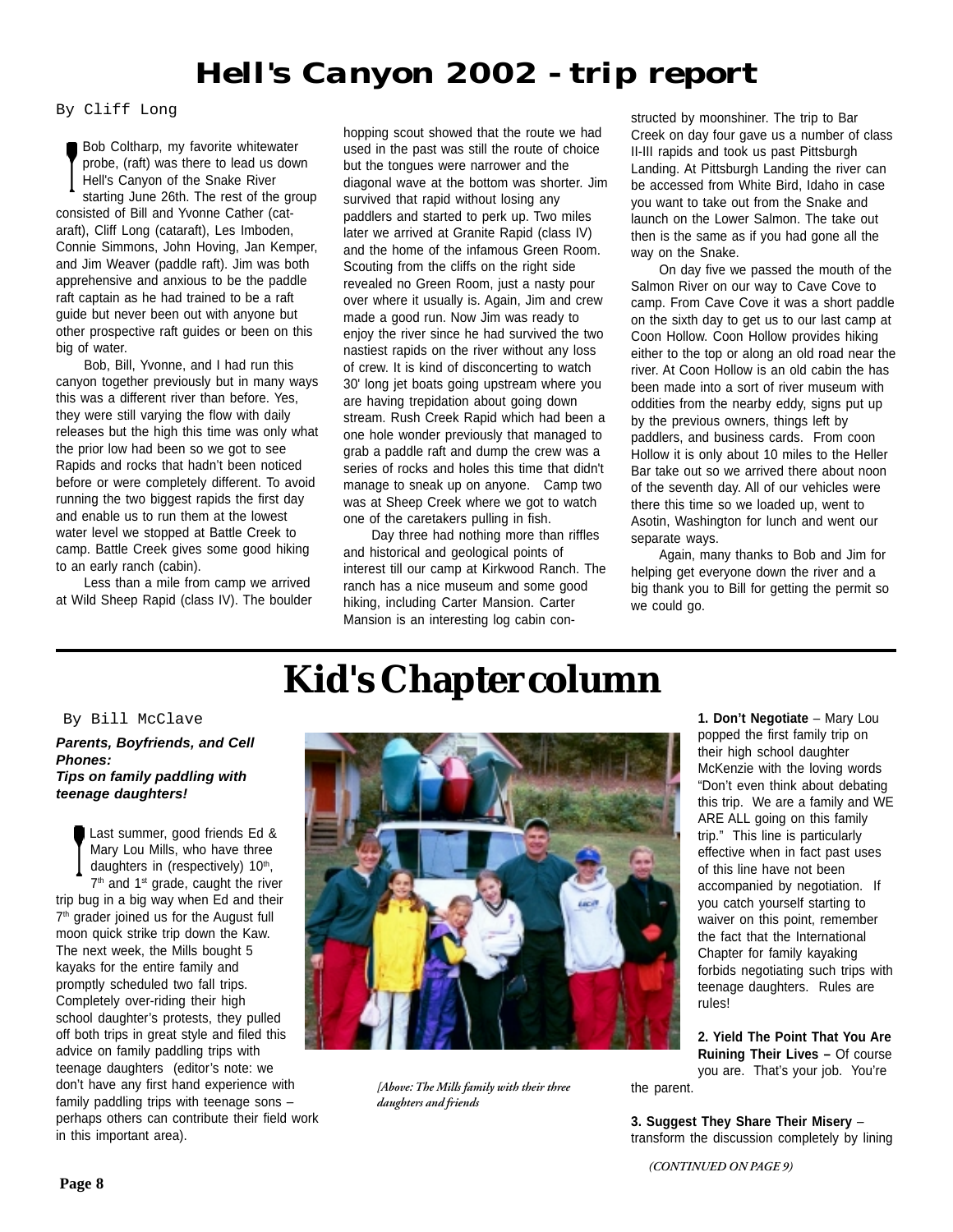# Hell's Canyon 2002 - trip report

By Cliff Long

Bob Coltharp, my favorite whitewater probe, (raft) was there to lead us down Hell's Canyon of the Snake River starting June 26th. The rest of the group consisted of Bill and Yvonne Cather (cat-araft), Cliff Long (cataraft), Les Imboden, Connie Simmons, John Hoving, Jan Kemper, and Jim Weaver (paddle raft). Jim was both apprehensive and anxious to be the paddle raft captain as he had trained to be a raft guide but never been out with anyone but other prospective raft guides or been on this big of water.

Bob, Bill, Yvonne, and I had run this canyon together previously but in many ways this was a different river than before. Yes, they were still varying the flow with daily releases but the high this time was only what the prior low had been so we got to see Rapids and rocks that hadn't been noticed before or were completely different. To avoid running the two biggest rapids the first day and enable us to run them at the lowest water level we stopped at Battle Creek to camp. Battle Creek gives some good hiking to an early ranch (cabin).

Less than a mile from camp we arrived at Wild Sheep Rapid (class IV). The boulder hopping scout showed that the route we had used in the past was still the route of choice but the tongues were narrower and the diagonal wave at the bottom was shorter. Jim survived that rapid without losing any paddlers and started to perk up. Two miles later we arrived at Granite Rapid (class IV) and the home of the infamous Green Room. Scouting from the cliffs on the right side revealed no Green Room, just a nasty pour over where it usually is. Again, Jim and crew made a good run. Now Jim was ready to enjoy the river since he had survived the two nastiest rapids on the river without any loss of crew. It is kind of disconcerting to watch 30' long jet boats going upstream where you are having trepidation about going down stream. Rush Creek Rapid which had been a one hole wonder previously that managed to grab a paddle raft and dump the crew was a series of rocks and holes this time that didn't manage to sneak up on anyone. Camp two was at Sheep Creek where we got to watch one of the caretakers pulling in fish.

Day three had nothing more than riffles and historical and geological points of interest till our camp at Kirkwood Ranch. The ranch has a nice museum and some good hiking, including Carter Mansion. Carter Mansion is an interesting log cabin constructed by moonshiner. The trip to Bar Creek on day four gave us a number of class II-III rapids and took us past Pittsburgh Landing. At Pittsburgh Landing the river can be accessed from White Bird, Idaho in case you want to take out from the Snake and launch on the Lower Salmon. The take out then is the same as if you had gone all the way on the Snake.

On day five we passed the mouth of the Salmon River on our way to Cave Cove to camp. From Cave Cove it was a short paddle on the sixth day to get us to our last camp at Coon Hollow. Coon Hollow provides hiking either to the top or along an old road near the river. At Coon Hollow is an old cabin the has been made into a sort of river museum with oddities from the nearby eddy, signs put up by the previous owners, things left by paddlers, and business cards. From coon Hollow it is only about 10 miles to the Heller Bar take out so we arrived there about noon of the seventh day. All of our vehicles were there this time so we loaded up, went to Asotin, Washington for lunch and went our separate ways.

Again, many thanks to Bob and Jim for helping get everyone down the river and a big thank you to Bill for getting the permit so we could go.

# Kid's Chapter column

By Bill McClave

***Parents, Boyfriends, and Cell Phones:***
***Tips on family paddling with teenage daughters!***

Last summer, good friends Ed & Mary Lou Mills, who have three daughters in (respectively) 10th, 7th and 1st grade, caught the river trip bug in a big way when Ed and their 7th grader joined us for the August full moon quick strike trip down the Kaw. The next week, the Mills bought 5 kayaks for the entire family and promptly scheduled two fall trips. Completely over-riding their high school daughter's protests, they pulled off both trips in great style and filed this advice on family paddling trips with teenage daughters (editor's note: we don't have any first hand experience with family paddling trips with teenage sons – perhaps others can contribute their field work in this important area).

*[Above: The Mills family with their three daughters and friends*

**1. Don't Negotiate** – Mary Lou popped the first family trip on their high school daughter McKenzie with the loving words "Don't even think about debating this trip. We are a family and WE ARE ALL going on this family trip." This line is particularly effective when in fact past uses of this line have not been accompanied by negotiation. If you catch yourself starting to waiver on this point, remember the fact that the International Chapter for family kayaking forbids negotiating such trips with teenage daughters. Rules are rules!

**2. Yield The Point That You Are Ruining Their Lives –** Of course you are. That's your job. You're the parent.

**3. Suggest They Share Their Misery** – transform the discussion completely by lining

*(CONTINUED ON PAGE 9)*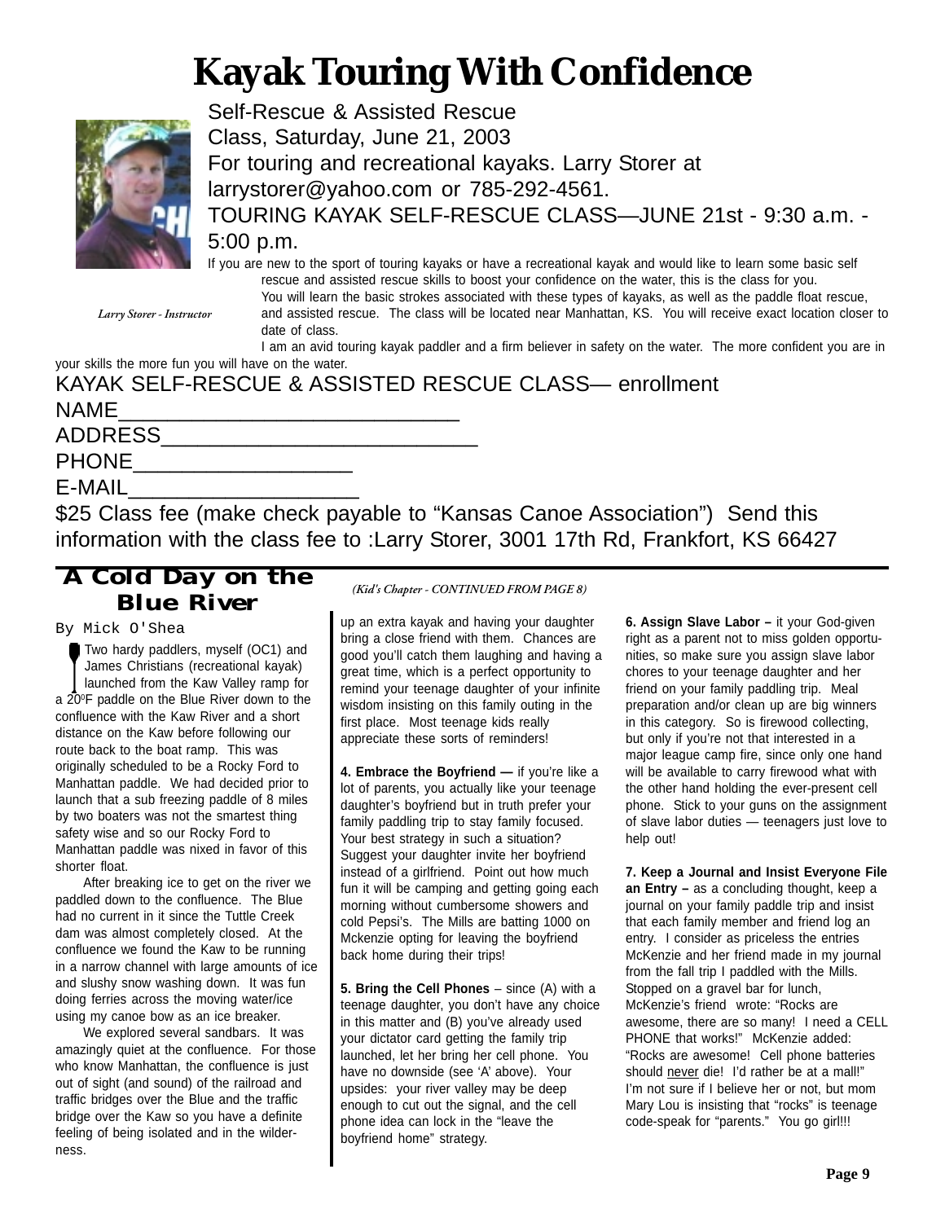# Kayak Touring With Confidence

Self-Rescue & Assisted Rescue Class, Saturday, June 21, 2003

For touring and recreational kayaks. Larry Storer at larrystorer@yahoo.com or 785-292-4561.

TOURING KAYAK SELF-RESCUE CLASS—JUNE 21st - 9:30 a.m. - 5:00 p.m.

*Larry Storer - Instructor*

If you are new to the sport of touring kayaks or have a recreational kayak and would like to learn some basic self rescue and assisted rescue skills to boost your confidence on the water, this is the class for you.

You will learn the basic strokes associated with these types of kayaks, as well as the paddle float rescue, and assisted rescue. The class will be located near Manhattan, KS. You will receive exact location closer to date of class.

I am an avid touring kayak paddler and a firm believer in safety on the water. The more confident you are in your skills the more fun you will have on the water.

KAYAK SELF-RESCUE & ASSISTED RESCUE CLASS— enrollment

NAME___________________________

ADDRESS_________________________

PHONE_________________

E-MAIL__________________

$25 Class fee (make check payable to "Kansas Canoe Association") Send this information with the class fee to :Larry Storer, 3001 17th Rd, Frankfort, KS 66427

## A Cold Day on the Blue River

By Mick O'Shea

Two hardy paddlers, myself (OC1) and James Christians (recreational kayak) launched from the Kaw Valley ramp for a 20°F paddle on the Blue River down to the confluence with the Kaw River and a short distance on the Kaw before following our route back to the boat ramp. This was originally scheduled to be a Rocky Ford to Manhattan paddle. We had decided prior to launch that a sub freezing paddle of 8 miles by two boaters was not the smartest thing safety wise and so our Rocky Ford to Manhattan paddle was nixed in favor of this shorter float.

After breaking ice to get on the river we paddled down to the confluence. The Blue had no current in it since the Tuttle Creek dam was almost completely closed. At the confluence we found the Kaw to be running in a narrow channel with large amounts of ice and slushy snow washing down. It was fun doing ferries across the moving water/ice using my canoe bow as an ice breaker.

We explored several sandbars. It was amazingly quiet at the confluence. For those who know Manhattan, the confluence is just out of sight (and sound) of the railroad and traffic bridges over the Blue and the traffic bridge over the Kaw so you have a definite feeling of being isolated and in the wilderness.

*(Kid's Chapter - CONTINUED FROM PAGE 8)*

up an extra kayak and having your daughter bring a close friend with them. Chances are good you'll catch them laughing and having a great time, which is a perfect opportunity to remind your teenage daughter of your infinite wisdom insisting on this family outing in the first place. Most teenage kids really appreciate these sorts of reminders!

**4. Embrace the Boyfriend —** if you're like a lot of parents, you actually like your teenage daughter's boyfriend but in truth prefer your family paddling trip to stay family focused. Your best strategy in such a situation? Suggest your daughter invite her boyfriend instead of a girlfriend. Point out how much fun it will be camping and getting going each morning without cumbersome showers and cold Pepsi's. The Mills are batting 1000 on Mckenzie opting for leaving the boyfriend back home during their trips!

**5. Bring the Cell Phones** – since (A) with a teenage daughter, you don't have any choice in this matter and (B) you've already used your dictator card getting the family trip launched, let her bring her cell phone. You have no downside (see 'A' above). Your upsides: your river valley may be deep enough to cut out the signal, and the cell phone idea can lock in the "leave the boyfriend home" strategy.

**6. Assign Slave Labor –** it your God-given right as a parent not to miss golden opportunities, so make sure you assign slave labor chores to your teenage daughter and her friend on your family paddling trip. Meal preparation and/or clean up are big winners in this category. So is firewood collecting, but only if you're not that interested in a major league camp fire, since only one hand will be available to carry firewood what with the other hand holding the ever-present cell phone. Stick to your guns on the assignment of slave labor duties — teenagers just love to help out!

**7. Keep a Journal and Insist Everyone File an Entry –** as a concluding thought, keep a journal on your family paddle trip and insist that each family member and friend log an entry. I consider as priceless the entries McKenzie and her friend made in my journal from the fall trip I paddled with the Mills. Stopped on a gravel bar for lunch, McKenzie's friend wrote: "Rocks are awesome, there are so many! I need a CELL PHONE that works!" McKenzie added: "Rocks are awesome! Cell phone batteries should never die! I'd rather be at a mall!" I'm not sure if I believe her or not, but mom Mary Lou is insisting that "rocks" is teenage code-speak for "parents." You go girl!!!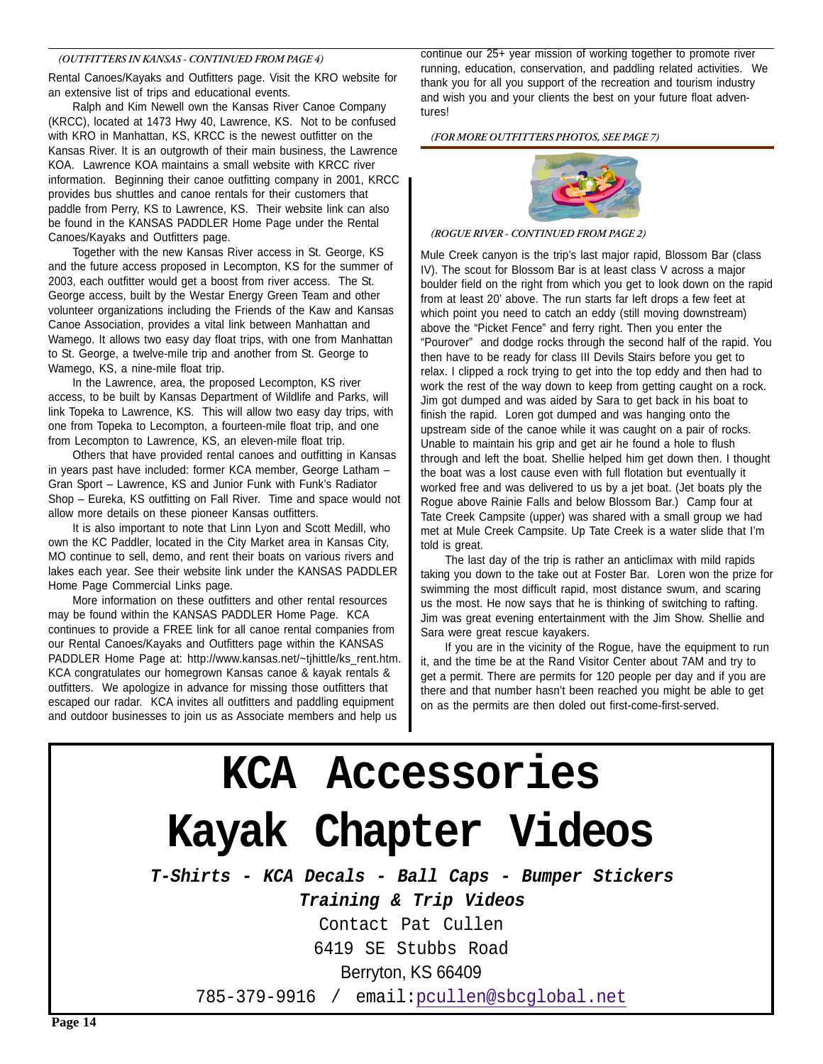*(OUTFITTERS IN KANSAS - CONTINUED FROM PAGE 4)*

Rental Canoes/Kayaks and Outfitters page. Visit the KRO website for an extensive list of trips and educational events.

Ralph and Kim Newell own the Kansas River Canoe Company (KRCC), located at 1473 Hwy 40, Lawrence, KS. Not to be confused with KRO in Manhattan, KS, KRCC is the newest outfitter on the Kansas River. It is an outgrowth of their main business, the Lawrence KOA. Lawrence KOA maintains a small website with KRCC river information. Beginning their canoe outfitting company in 2001, KRCC provides bus shuttles and canoe rentals for their customers that paddle from Perry, KS to Lawrence, KS. Their website link can also be found in the KANSAS PADDLER Home Page under the Rental Canoes/Kayaks and Outfitters page.

Together with the new Kansas River access in St. George, KS and the future access proposed in Lecompton, KS for the summer of 2003, each outfitter would get a boost from river access. The St. George access, built by the Westar Energy Green Team and other volunteer organizations including the Friends of the Kaw and Kansas Canoe Association, provides a vital link between Manhattan and Wamego. It allows two easy day float trips, with one from Manhattan to St. George, a twelve-mile trip and another from St. George to Wamego, KS, a nine-mile float trip.

In the Lawrence, area, the proposed Lecompton, KS river access, to be built by Kansas Department of Wildlife and Parks, will link Topeka to Lawrence, KS. This will allow two easy day trips, with one from Topeka to Lecompton, a fourteen-mile float trip, and one from Lecompton to Lawrence, KS, an eleven-mile float trip.

Others that have provided rental canoes and outfitting in Kansas in years past have included: former KCA member, George Latham – Gran Sport – Lawrence, KS and Junior Funk with Funk's Radiator Shop – Eureka, KS outfitting on Fall River. Time and space would not allow more details on these pioneer Kansas outfitters.

It is also important to note that Linn Lyon and Scott Medill, who own the KC Paddler, located in the City Market area in Kansas City, MO continue to sell, demo, and rent their boats on various rivers and lakes each year. See their website link under the KANSAS PADDLER Home Page Commercial Links page.

More information on these outfitters and other rental resources may be found within the KANSAS PADDLER Home Page. KCA continues to provide a FREE link for all canoe rental companies from our Rental Canoes/Kayaks and Outfitters page within the KANSAS PADDLER Home Page at: http://www.kansas.net/~tjhittle/ks_rent.htm. KCA congratulates our homegrown Kansas canoe & kayak rentals & outfitters. We apologize in advance for missing those outfitters that escaped our radar. KCA invites all outfitters and paddling equipment and outdoor businesses to join us as Associate members and help us continue our 25+ year mission of working together to promote river running, education, conservation, and paddling related activities. We thank you for all you support of the recreation and tourism industry and wish you and your clients the best on your future float adventures!

*(FOR MORE OUTFITTERS PHOTOS, SEE PAGE 7)*

*(ROGUE RIVER - CONTINUED FROM PAGE 2)*

Mule Creek canyon is the trip's last major rapid, Blossom Bar (class IV). The scout for Blossom Bar is at least class V across a major boulder field on the right from which you get to look down on the rapid from at least 20' above. The run starts far left drops a few feet at which point you need to catch an eddy (still moving downstream) above the "Picket Fence" and ferry right. Then you enter the "Pourover" and dodge rocks through the second half of the rapid. You then have to be ready for class III Devils Stairs before you get to relax. I clipped a rock trying to get into the top eddy and then had to work the rest of the way down to keep from getting caught on a rock. Jim got dumped and was aided by Sara to get back in his boat to finish the rapid. Loren got dumped and was hanging onto the upstream side of the canoe while it was caught on a pair of rocks. Unable to maintain his grip and get air he found a hole to flush through and left the boat. Shellie helped him get down then. I thought the boat was a lost cause even with full flotation but eventually it worked free and was delivered to us by a jet boat. (Jet boats ply the Rogue above Rainie Falls and below Blossom Bar.) Camp four at Tate Creek Campsite (upper) was shared with a small group we had met at Mule Creek Campsite. Up Tate Creek is a water slide that I'm told is great.

The last day of the trip is rather an anticlimax with mild rapids taking you down to the take out at Foster Bar. Loren won the prize for swimming the most difficult rapid, most distance swum, and scaring us the most. He now says that he is thinking of switching to rafting. Jim was great evening entertainment with the Jim Show. Shellie and Sara were great rescue kayakers.

If you are in the vicinity of the Rogue, have the equipment to run it, and the time be at the Rand Visitor Center about 7AM and try to get a permit. There are permits for 120 people per day and if you are there and that number hasn't been reached you might be able to get on as the permits are then doled out first-come-first-served.

# KCA Accessories
# Kayak Chapter Videos

***T-Shirts - KCA Decals - Ball Caps - Bumper Stickers***

***Training & Trip Videos***

Contact Pat Cullen
6419 SE Stubbs Road
Berryton, KS 66409
785-379-9916 / email:pcullen@sbcglobal.net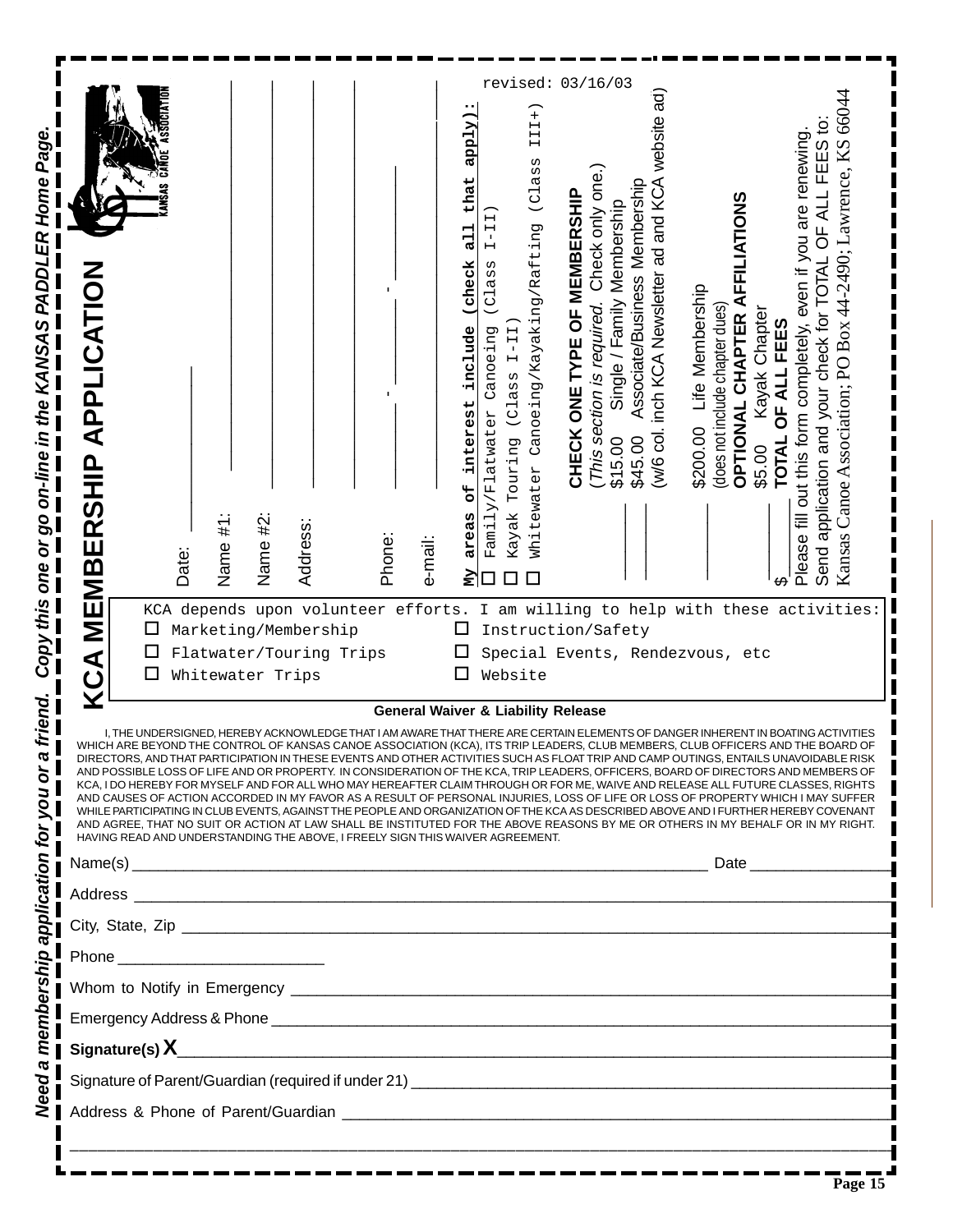*Need a membership application for you or a friend. Copy this one or go on-line in the KANSAS PADDLER Home Page.*

# KCA MEMBERSHIP APPLICATION

KANSAS CANOE ASSOCIATION

revised: 03/16/03

Date: ____________

Name #1: ____________

Name #2: ____________

Address: ____________

____________

Phone: ____-____-____

e-mail: ____________

**My areas of interest include (check all that apply):**

- ☐ Family/Flatwater Canoeing (Class I-II)
- ☐ Kayak Touring (Class I-II)
- ☐ Whitewater Canoeing/Kayaking/Rafting (Class III+)

**CHECK ONE TYPE OF MEMBERSHIP**

(*This section is required.* Check only one.)

____ $15.00 Single / Family Membership

____ $45.00 Associate/Business Membership (w/6 col. inch KCA Newsletter ad and KCA website ad)

____ $200.00 Life Membership (does not include chapter dues)

**OPTIONAL CHAPTER AFFILIATIONS**

____ $5.00 Kayak Chapter

$____ **TOTAL OF ALL FEES**

Please fill out this form completely, even if you are renewing.

Send application and your check for TOTAL OF ALL FEES to:

Kansas Canoe Association; PO Box 44-2490; Lawrence, KS 66044

KCA depends upon volunteer efforts. I am willing to help with these activities:

- ☐ Marketing/Membership
- ☐ Instruction/Safety
- ☐ Flatwater/Touring Trips
- ☐ Special Events, Rendezvous, etc
- ☐ Whitewater Trips
- ☐ Website

**General Waiver & Liability Release**

I, THE UNDERSIGNED, HEREBY ACKNOWLEDGE THAT I AM AWARE THAT THERE ARE CERTAIN ELEMENTS OF DANGER INHERENT IN BOATING ACTIVITIES WHICH ARE BEYOND THE CONTROL OF KANSAS CANOE ASSOCIATION (KCA), ITS TRIP LEADERS, CLUB MEMBERS, CLUB OFFICERS AND THE BOARD OF DIRECTORS, AND THAT PARTICIPATION IN THESE EVENTS AND OTHER ACTIVITIES SUCH AS FLOAT TRIP AND CAMP OUTINGS, ENTAILS UNAVOIDABLE RISK AND POSSIBLE LOSS OF LIFE AND OR PROPERTY. IN CONSIDERATION OF THE KCA, TRIP LEADERS, OFFICERS, BOARD OF DIRECTORS AND MEMBERS OF KCA, I DO HEREBY FOR MYSELF AND FOR ALL WHO MAY HEREAFTER CLAIM THROUGH OR FOR ME, WAIVE AND RELEASE ALL FUTURE CLASSES, RIGHTS AND CAUSES OF ACTION ACCORDED IN MY FAVOR AS A RESULT OF PERSONAL INJURIES, LOSS OF LIFE OR LOSS OF PROPERTY WHICH I MAY SUFFER WHILE PARTICIPATING IN CLUB EVENTS, AGAINST THE PEOPLE AND ORGANIZATION OF THE KCA AS DESCRIBED ABOVE AND I FURTHER HEREBY COVENANT AND AGREE, THAT NO SUIT OR ACTION AT LAW SHALL BE INSTITUTED FOR THE ABOVE REASONS BY ME OR OTHERS IN MY BEHALF OR IN MY RIGHT. HAVING READ AND UNDERSTANDING THE ABOVE, I FREELY SIGN THIS WAIVER AGREEMENT.

Name(s) ____________________________________________ Date ____________

Address ____________________________________________

City, State, Zip ____________________________________________

Phone ____________________

Whom to Notify in Emergency ____________________________________________

Emergency Address & Phone ____________________________________________

**Signature(s) X**____________________________________________

Signature of Parent/Guardian (required if under 21) ____________________________________________

Address & Phone of Parent/Guardian ____________________________________________

____________________________________________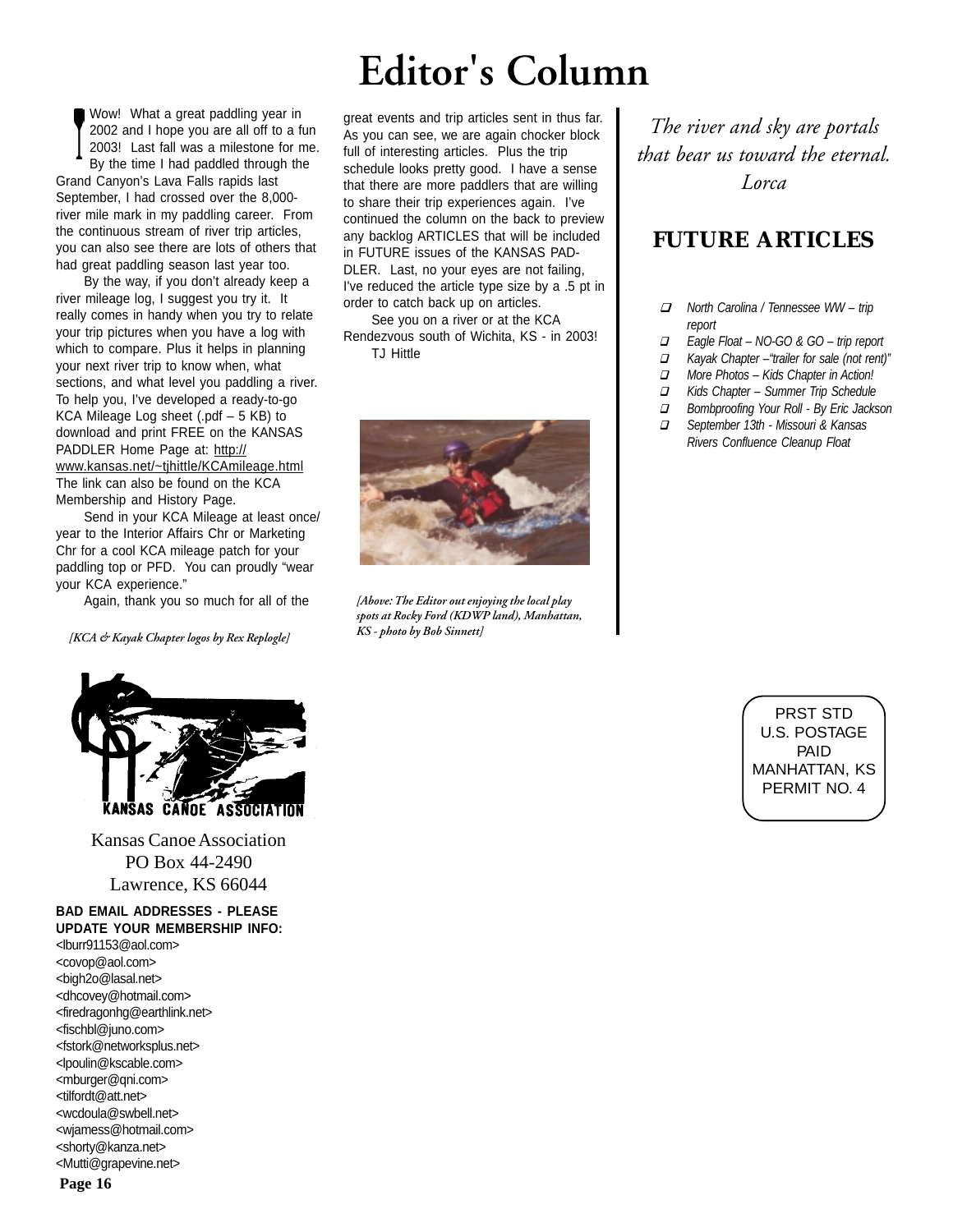# Editor's Column

Wow! What a great paddling year in 2002 and I hope you are all off to a fun 2003! Last fall was a milestone for me. By the time I had paddled through the Grand Canyon's Lava Falls rapids last September, I had crossed over the 8,000-river mile mark in my paddling career. From the continuous stream of river trip articles, you can also see there are lots of others that had great paddling season last year too.

By the way, if you don't already keep a river mileage log, I suggest you try it. It really comes in handy when you try to relate your trip pictures when you have a log with which to compare. Plus it helps in planning your next river trip to know when, what sections, and what level you paddling a river. To help you, I've developed a ready-to-go KCA Mileage Log sheet (.pdf – 5 KB) to download and print FREE on the KANSAS PADDLER Home Page at: http://www.kansas.net/~tjhittle/KCAmileage.html The link can also be found on the KCA Membership and History Page.

Send in your KCA Mileage at least once/year to the Interior Affairs Chr or Marketing Chr for a cool KCA mileage patch for your paddling top or PFD. You can proudly "wear your KCA experience."

Again, thank you so much for all of the great events and trip articles sent in thus far. As you can see, we are again chocker block full of interesting articles. Plus the trip schedule looks pretty good. I have a sense that there are more paddlers that are willing to share their trip experiences again. I've continued the column on the back to preview any backlog ARTICLES that will be included in FUTURE issues of the KANSAS PADDLER. Last, no your eyes are not failing, I've reduced the article type size by a .5 pt in order to catch back up on articles.

See you on a river or at the KCA Rendezvous south of Wichita, KS - in 2003!

TJ Hittle

*[Above: The Editor out enjoying the local play spots at Rocky Ford (KDWP land), Manhattan, KS - photo by Bob Sinnett]*

*[KCA & Kayak Chapter logos by Rex Replogle]*

*The river and sky are portals that bear us toward the eternal.*
*Lorca*

## FUTURE ARTICLES

- *North Carolina / Tennessee WW – trip report*
- *Eagle Float – NO-GO & GO – trip report*
- *Kayak Chapter –"trailer for sale (not rent)"*
- *More Photos – Kids Chapter in Action!*
- *Kids Chapter – Summer Trip Schedule*
- *Bombproofing Your Roll - By Eric Jackson*
- *September 13th - Missouri & Kansas Rivers Confluence Cleanup Float*

KANSAS CANOE ASSOCIATION

Kansas Canoe Association
PO Box 44-2490
Lawrence, KS 66044

PRST STD
U.S. POSTAGE
PAID
MANHATTAN, KS
PERMIT NO. 4

**BAD EMAIL ADDRESSES - PLEASE UPDATE YOUR MEMBERSHIP INFO:**

<lburr91153@aol.com>
<covop@aol.com>
<bigh2o@lasal.net>
<dhcovey@hotmail.com>
<firedragonhg@earthlink.net>
<fischbl@juno.com>
<fstork@networksplus.net>
<lpoulin@kscable.com>
<mburger@qni.com>
<tilfordt@att.net>
<wcdoula@swbell.net>
<wjamess@hotmail.com>
<shorty@kanza.net>
<Mutti@grapevine.net>